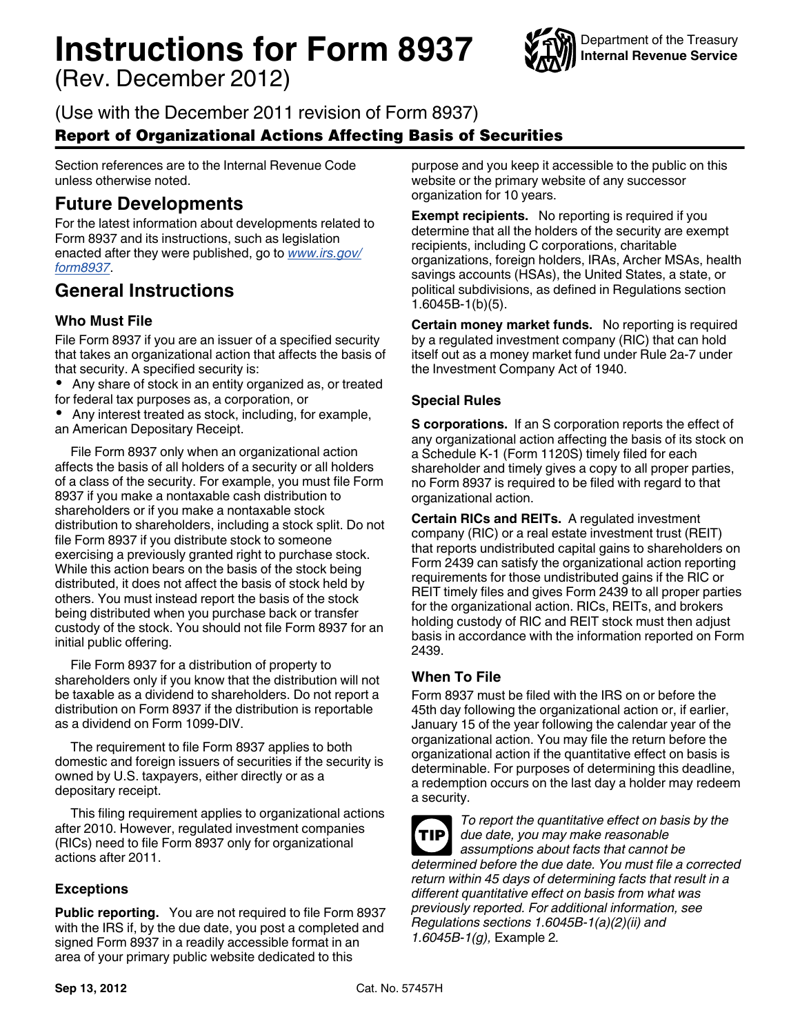# Instructions for Form 8937

(Rev. December 2012)

Department of the Treasury
Internal Revenue Service

(Use with the December 2011 revision of Form 8937)

**Report of Organizational Actions Affecting Basis of Securities**

Section references are to the Internal Revenue Code unless otherwise noted.

## Future Developments

For the latest information about developments related to Form 8937 and its instructions, such as legislation enacted after they were published, go to *www.irs.gov/form8937*.

## General Instructions

### Who Must File

File Form 8937 if you are an issuer of a specified security that takes an organizational action that affects the basis of that security. A specified security is:

- Any share of stock in an entity organized as, or treated for federal tax purposes as, a corporation, or
- Any interest treated as stock, including, for example, an American Depositary Receipt.

File Form 8937 only when an organizational action affects the basis of all holders of a security or all holders of a class of the security. For example, you must file Form 8937 if you make a nontaxable cash distribution to shareholders or if you make a nontaxable stock distribution to shareholders, including a stock split. Do not file Form 8937 if you distribute stock to someone exercising a previously granted right to purchase stock. While this action bears on the basis of the stock being distributed, it does not affect the basis of stock held by others. You must instead report the basis of the stock being distributed when you purchase back or transfer custody of the stock. You should not file Form 8937 for an initial public offering.

File Form 8937 for a distribution of property to shareholders only if you know that the distribution will not be taxable as a dividend to shareholders. Do not report a distribution on Form 8937 if the distribution is reportable as a dividend on Form 1099-DIV.

The requirement to file Form 8937 applies to both domestic and foreign issuers of securities if the security is owned by U.S. taxpayers, either directly or as a depositary receipt.

This filing requirement applies to organizational actions after 2010. However, regulated investment companies (RICs) need to file Form 8937 only for organizational actions after 2011.

### Exceptions

**Public reporting.** You are not required to file Form 8937 with the IRS if, by the due date, you post a completed and signed Form 8937 in a readily accessible format in an area of your primary public website dedicated to this purpose and you keep it accessible to the public on this website or the primary website of any successor organization for 10 years.

**Exempt recipients.** No reporting is required if you determine that all the holders of the security are exempt recipients, including C corporations, charitable organizations, foreign holders, IRAs, Archer MSAs, health savings accounts (HSAs), the United States, a state, or political subdivisions, as defined in Regulations section 1.6045B-1(b)(5).

**Certain money market funds.** No reporting is required by a regulated investment company (RIC) that can hold itself out as a money market fund under Rule 2a-7 under the Investment Company Act of 1940.

### Special Rules

**S corporations.** If an S corporation reports the effect of any organizational action affecting the basis of its stock on a Schedule K-1 (Form 1120S) timely filed for each shareholder and timely gives a copy to all proper parties, no Form 8937 is required to be filed with regard to that organizational action.

**Certain RICs and REITs.** A regulated investment company (RIC) or a real estate investment trust (REIT) that reports undistributed capital gains to shareholders on Form 2439 can satisfy the organizational action reporting requirements for those undistributed gains if the RIC or REIT timely files and gives Form 2439 to all proper parties for the organizational action. RICs, REITs, and brokers holding custody of RIC and REIT stock must then adjust basis in accordance with the information reported on Form 2439.

### When To File

Form 8937 must be filed with the IRS on or before the 45th day following the organizational action or, if earlier, January 15 of the year following the calendar year of the organizational action. You may file the return before the organizational action if the quantitative effect on basis is determinable. For purposes of determining this deadline, a redemption occurs on the last day a holder may redeem a security.

**TIP** *To report the quantitative effect on basis by the due date, you may make reasonable assumptions about facts that cannot be determined before the due date. You must file a corrected return within 45 days of determining facts that result in a different quantitative effect on basis from what was previously reported. For additional information, see Regulations sections 1.6045B-1(a)(2)(ii) and 1.6045B-1(g),* Example 2.

Sep 13, 2012 Cat. No. 57457H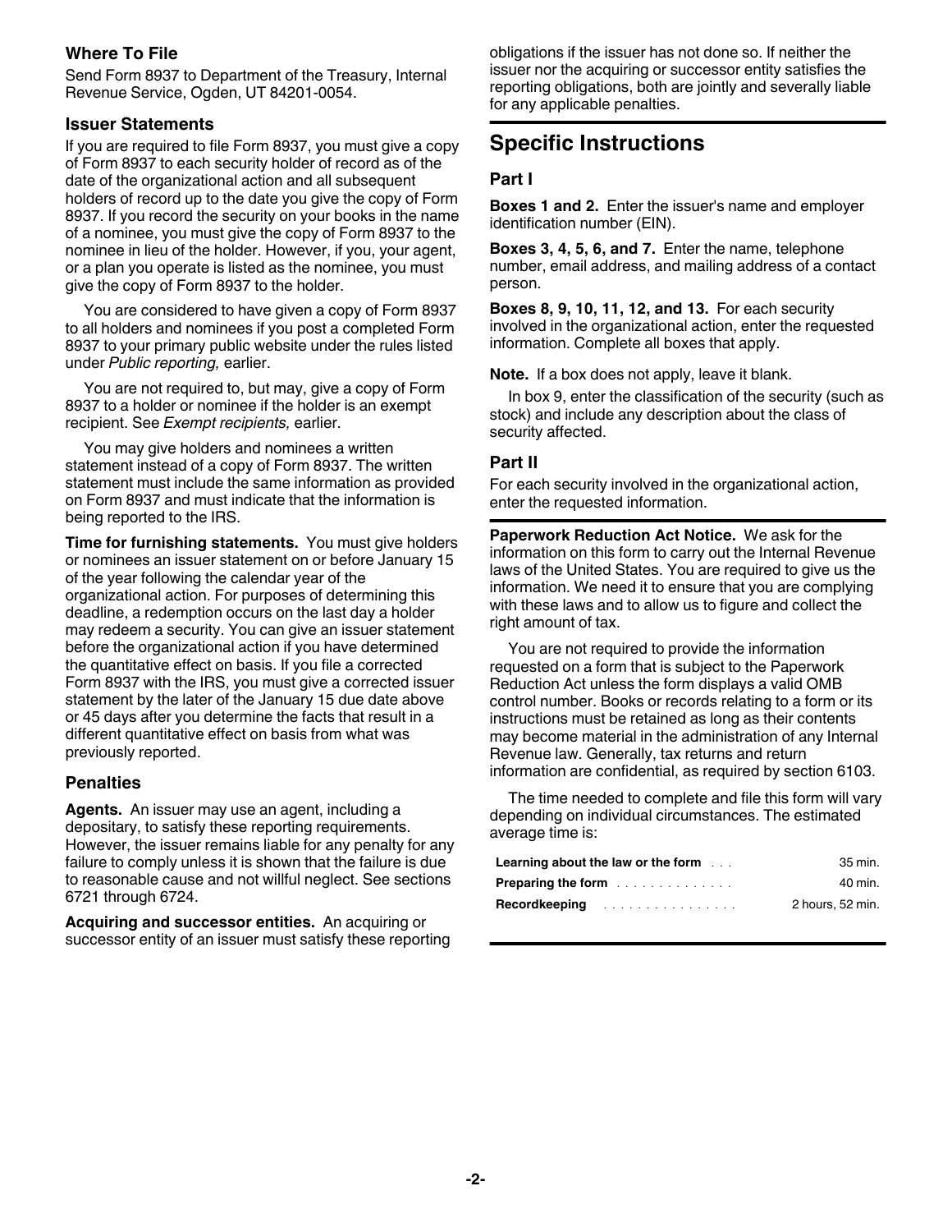### Where To File

Send Form 8937 to Department of the Treasury, Internal Revenue Service, Ogden, UT 84201-0054.

### Issuer Statements

If you are required to file Form 8937, you must give a copy of Form 8937 to each security holder of record as of the date of the organizational action and all subsequent holders of record up to the date you give the copy of Form 8937. If you record the security on your books in the name of a nominee, you must give the copy of Form 8937 to the nominee in lieu of the holder. However, if you, your agent, or a plan you operate is listed as the nominee, you must give the copy of Form 8937 to the holder.

You are considered to have given a copy of Form 8937 to all holders and nominees if you post a completed Form 8937 to your primary public website under the rules listed under *Public reporting,* earlier.

You are not required to, but may, give a copy of Form 8937 to a holder or nominee if the holder is an exempt recipient. See *Exempt recipients,* earlier.

You may give holders and nominees a written statement instead of a copy of Form 8937. The written statement must include the same information as provided on Form 8937 and must indicate that the information is being reported to the IRS.

**Time for furnishing statements.** You must give holders or nominees an issuer statement on or before January 15 of the year following the calendar year of the organizational action. For purposes of determining this deadline, a redemption occurs on the last day a holder may redeem a security. You can give an issuer statement before the organizational action if you have determined the quantitative effect on basis. If you file a corrected Form 8937 with the IRS, you must give a corrected issuer statement by the later of the January 15 due date above or 45 days after you determine the facts that result in a different quantitative effect on basis from what was previously reported.

### Penalties

**Agents.** An issuer may use an agent, including a depositary, to satisfy these reporting requirements. However, the issuer remains liable for any penalty for any failure to comply unless it is shown that the failure is due to reasonable cause and not willful neglect. See sections 6721 through 6724.

**Acquiring and successor entities.** An acquiring or successor entity of an issuer must satisfy these reporting obligations if the issuer has not done so. If neither the issuer nor the acquiring or successor entity satisfies the reporting obligations, both are jointly and severally liable for any applicable penalties.

## Specific Instructions

### Part I

**Boxes 1 and 2.** Enter the issuer's name and employer identification number (EIN).

**Boxes 3, 4, 5, 6, and 7.** Enter the name, telephone number, email address, and mailing address of a contact person.

**Boxes 8, 9, 10, 11, 12, and 13.** For each security involved in the organizational action, enter the requested information. Complete all boxes that apply.

**Note.** If a box does not apply, leave it blank.

In box 9, enter the classification of the security (such as stock) and include any description about the class of security affected.

### Part II

For each security involved in the organizational action, enter the requested information.

**Paperwork Reduction Act Notice.** We ask for the information on this form to carry out the Internal Revenue laws of the United States. You are required to give us the information. We need it to ensure that you are complying with these laws and to allow us to figure and collect the right amount of tax.

You are not required to provide the information requested on a form that is subject to the Paperwork Reduction Act unless the form displays a valid OMB control number. Books or records relating to a form or its instructions must be retained as long as their contents may become material in the administration of any Internal Revenue law. Generally, tax returns and return information are confidential, as required by section 6103.

The time needed to complete and file this form will vary depending on individual circumstances. The estimated average time is:

| | |
|---|---|
| **Learning about the law or the form** | 35 min. |
| **Preparing the form** | 40 min. |
| **Recordkeeping** | 2 hours, 52 min. |